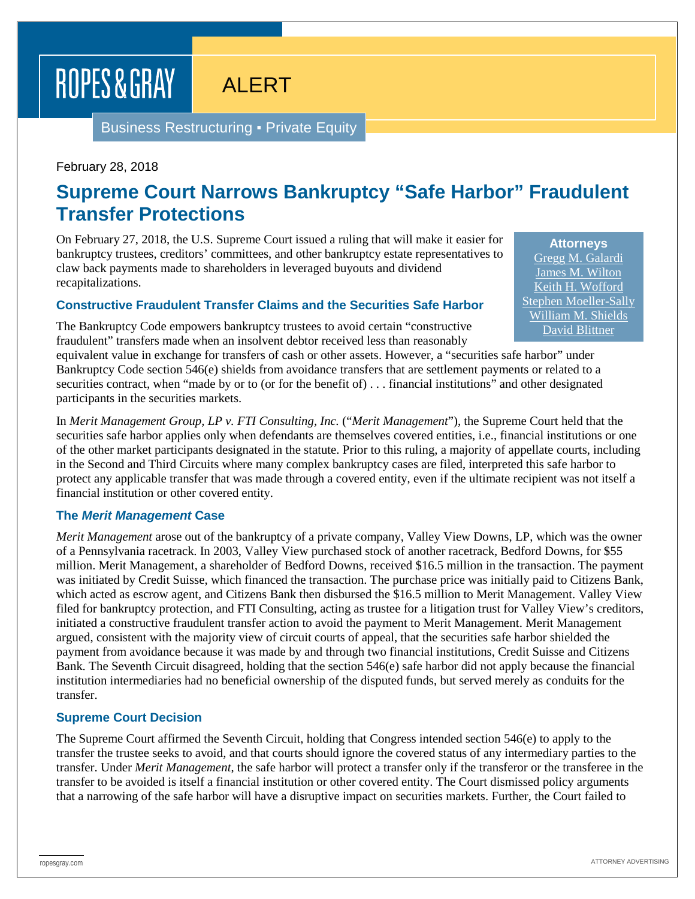ROPES & GRAY

ALERT

Business Restructuring ▪ Private Equity

February 28, 2018

# Supreme Court Narrows Bankruptcy "Safe Harbor" Fraudulent Transfer Protections

**Attorneys**
Gregg M. Galardi
James M. Wilton
Keith H. Wofford
Stephen Moeller-Sally
William M. Shields
David Blittner

On February 27, 2018, the U.S. Supreme Court issued a ruling that will make it easier for bankruptcy trustees, creditors' committees, and other bankruptcy estate representatives to claw back payments made to shareholders in leveraged buyouts and dividend recapitalizations.

## Constructive Fraudulent Transfer Claims and the Securities Safe Harbor

The Bankruptcy Code empowers bankruptcy trustees to avoid certain "constructive fraudulent" transfers made when an insolvent debtor received less than reasonably equivalent value in exchange for transfers of cash or other assets. However, a "securities safe harbor" under Bankruptcy Code section 546(e) shields from avoidance transfers that are settlement payments or related to a securities contract, when "made by or to (or for the benefit of) . . . financial institutions" and other designated participants in the securities markets.

In *Merit Management Group, LP v. FTI Consulting, Inc.* ("*Merit Management*"), the Supreme Court held that the securities safe harbor applies only when defendants are themselves covered entities, i.e., financial institutions or one of the other market participants designated in the statute. Prior to this ruling, a majority of appellate courts, including in the Second and Third Circuits where many complex bankruptcy cases are filed, interpreted this safe harbor to protect any applicable transfer that was made through a covered entity, even if the ultimate recipient was not itself a financial institution or other covered entity.

## The *Merit Management* Case

*Merit Management* arose out of the bankruptcy of a private company, Valley View Downs, LP, which was the owner of a Pennsylvania racetrack. In 2003, Valley View purchased stock of another racetrack, Bedford Downs, for $55 million. Merit Management, a shareholder of Bedford Downs, received $16.5 million in the transaction. The payment was initiated by Credit Suisse, which financed the transaction. The purchase price was initially paid to Citizens Bank, which acted as escrow agent, and Citizens Bank then disbursed the $16.5 million to Merit Management. Valley View filed for bankruptcy protection, and FTI Consulting, acting as trustee for a litigation trust for Valley View's creditors, initiated a constructive fraudulent transfer action to avoid the payment to Merit Management. Merit Management argued, consistent with the majority view of circuit courts of appeal, that the securities safe harbor shielded the payment from avoidance because it was made by and through two financial institutions, Credit Suisse and Citizens Bank. The Seventh Circuit disagreed, holding that the section 546(e) safe harbor did not apply because the financial institution intermediaries had no beneficial ownership of the disputed funds, but served merely as conduits for the transfer.

## Supreme Court Decision

The Supreme Court affirmed the Seventh Circuit, holding that Congress intended section 546(e) to apply to the transfer the trustee seeks to avoid, and that courts should ignore the covered status of any intermediary parties to the transfer. Under *Merit Management*, the safe harbor will protect a transfer only if the transferor or the transferee in the transfer to be avoided is itself a financial institution or other covered entity. The Court dismissed policy arguments that a narrowing of the safe harbor will have a disruptive impact on securities markets. Further, the Court failed to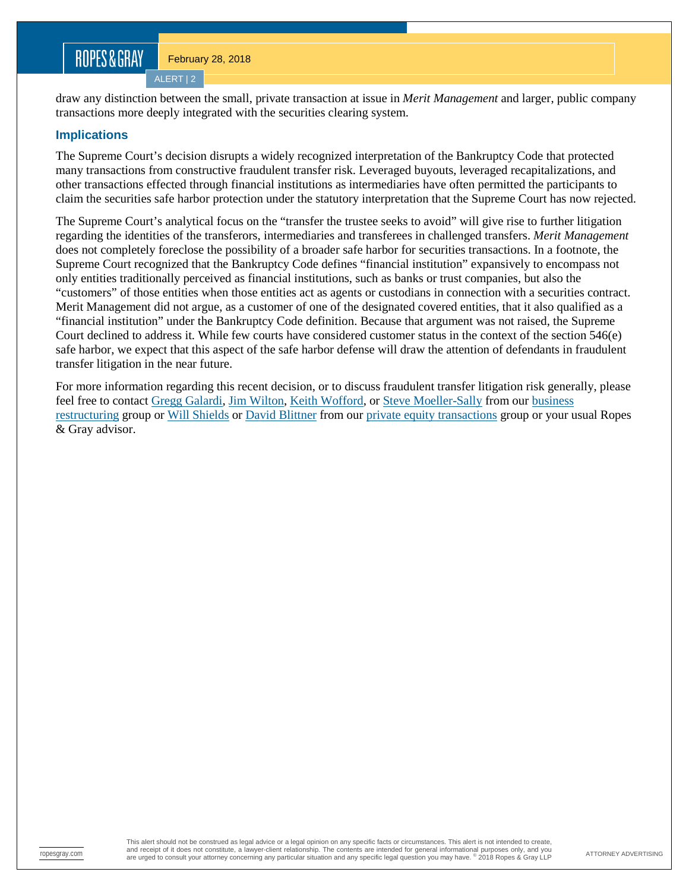draw any distinction between the small, private transaction at issue in *Merit Management* and larger, public company transactions more deeply integrated with the securities clearing system.

## Implications

The Supreme Court's decision disrupts a widely recognized interpretation of the Bankruptcy Code that protected many transactions from constructive fraudulent transfer risk. Leveraged buyouts, leveraged recapitalizations, and other transactions effected through financial institutions as intermediaries have often permitted the participants to claim the securities safe harbor protection under the statutory interpretation that the Supreme Court has now rejected.

The Supreme Court's analytical focus on the "transfer the trustee seeks to avoid" will give rise to further litigation regarding the identities of the transferors, intermediaries and transferees in challenged transfers. *Merit Management* does not completely foreclose the possibility of a broader safe harbor for securities transactions. In a footnote, the Supreme Court recognized that the Bankruptcy Code defines "financial institution" expansively to encompass not only entities traditionally perceived as financial institutions, such as banks or trust companies, but also the "customers" of those entities when those entities act as agents or custodians in connection with a securities contract. Merit Management did not argue, as a customer of one of the designated covered entities, that it also qualified as a "financial institution" under the Bankruptcy Code definition. Because that argument was not raised, the Supreme Court declined to address it. While few courts have considered customer status in the context of the section 546(e) safe harbor, we expect that this aspect of the safe harbor defense will draw the attention of defendants in fraudulent transfer litigation in the near future.

For more information regarding this recent decision, or to discuss fraudulent transfer litigation risk generally, please feel free to contact Gregg Galardi, Jim Wilton, Keith Wofford, or Steve Moeller-Sally from our business restructuring group or Will Shields or David Blittner from our private equity transactions group or your usual Ropes & Gray advisor.